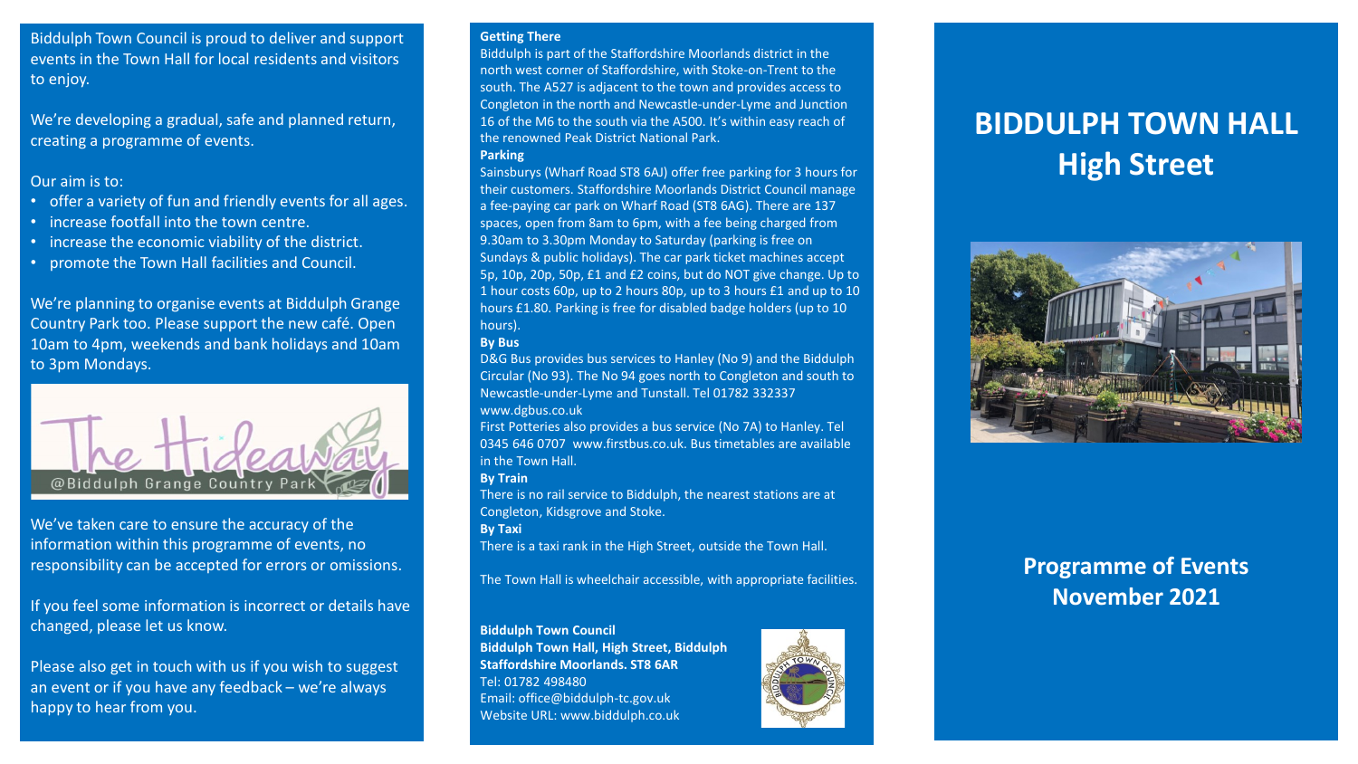Biddulph Town Council is proud to deliver and support events in the Town Hall for local residents and visitors to enjoy.

We're developing a gradual, safe and planned return, creating a programme of events.

Our aim is to:

- offer a variety of fun and friendly events for all ages.
- increase footfall into the town centre.
- increase the economic viability of the district.
- promote the Town Hall facilities and Council.

We're planning to organise events at Biddulph Grange Country Park too. Please support the new café. Open 10am to 4pm, weekends and bank holidays and 10am to 3pm Mondays.

The Hideaway @Biddulph Grange Country Park

We've taken care to ensure the accuracy of the information within this programme of events, no responsibility can be accepted for errors or omissions.

If you feel some information is incorrect or details have changed, please let us know.

Please also get in touch with us if you wish to suggest an event or if you have any feedback – we're always happy to hear from you.

**Getting There**

Biddulph is part of the Staffordshire Moorlands district in the north west corner of Staffordshire, with Stoke-on-Trent to the south. The A527 is adjacent to the town and provides access to Congleton in the north and Newcastle-under-Lyme and Junction 16 of the M6 to the south via the A500. It's within easy reach of the renowned Peak District National Park.

**Parking**

Sainsburys (Wharf Road ST8 6AJ) offer free parking for 3 hours for their customers. Staffordshire Moorlands District Council manage a fee-paying car park on Wharf Road (ST8 6AG). There are 137 spaces, open from 8am to 6pm, with a fee being charged from 9.30am to 3.30pm Monday to Saturday (parking is free on Sundays & public holidays). The car park ticket machines accept 5p, 10p, 20p, 50p, £1 and £2 coins, but do NOT give change. Up to 1 hour costs 60p, up to 2 hours 80p, up to 3 hours £1 and up to 10 hours £1.80. Parking is free for disabled badge holders (up to 10 hours).

**By Bus**

D&G Bus provides bus services to Hanley (No 9) and the Biddulph Circular (No 93). The No 94 goes north to Congleton and south to Newcastle-under-Lyme and Tunstall. Tel 01782 332337 www.dgbus.co.uk

First Potteries also provides a bus service (No 7A) to Hanley. Tel 0345 646 0707 www.firstbus.co.uk. Bus timetables are available in the Town Hall.

**By Train**

There is no rail service to Biddulph, the nearest stations are at Congleton, Kidsgrove and Stoke.

**By Taxi**

There is a taxi rank in the High Street, outside the Town Hall.

The Town Hall is wheelchair accessible, with appropriate facilities.

**Biddulph Town Council**
**Biddulph Town Hall, High Street, Biddulph**
**Staffordshire Moorlands. ST8 6AR**
Tel: 01782 498480
Email: office@biddulph-tc.gov.uk
Website URL: www.biddulph.co.uk

# BIDDULPH TOWN HALL High Street

## Programme of Events November 2021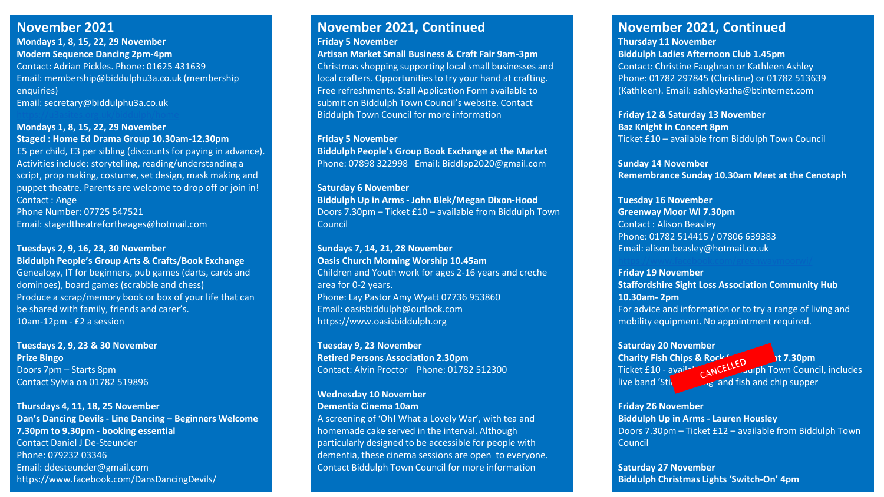## November 2021

**Mondays 1, 8, 15, 22, 29 November**
**Modern Sequence Dancing 2pm-4pm**
Contact: Adrian Pickles. Phone: 01625 431639
Email: membership@biddulphu3a.co.uk (membership enquiries)
Email: secretary@biddulphu3a.co.uk
https://u3asites.org.uk/biddulph/home

**Mondays 1, 8, 15, 22, 29 November**
**Staged : Home Ed Drama Group 10.30am-12.30pm**
£5 per child, £3 per sibling (discounts for paying in advance). Activities include: storytelling, reading/understanding a script, prop making, costume, set design, mask making and puppet theatre. Parents are welcome to drop off or join in!
Contact : Ange
Phone Number: 07725 547521
Email: stagedtheatrefortheages@hotmail.com

**Tuesdays 2, 9, 16, 23, 30 November**
**Biddulph People's Group Arts & Crafts/Book Exchange**
Genealogy, IT for beginners, pub games (darts, cards and dominoes), board games (scrabble and chess)
Produce a scrap/memory book or box of your life that can be shared with family, friends and carer's.
10am-12pm - £2 a session

**Tuesdays 2, 9, 23 & 30 November**
**Prize Bingo**
Doors 7pm – Starts 8pm
Contact Sylvia on 01782 519896

**Thursdays 4, 11, 18, 25 November**
**Dan's Dancing Devils - Line Dancing – Beginners Welcome 7.30pm to 9.30pm - booking essential**
Contact Daniel J De-Steunder
Phone: 079232 03346
Email: ddesteunder@gmail.com
https://www.facebook.com/DansDancingDevils/

## November 2021, Continued

**Friday 5 November**
**Artisan Market Small Business & Craft Fair 9am-3pm**
Christmas shopping supporting local small businesses and local crafters. Opportunities to try your hand at crafting. Free refreshments. Stall Application Form available to submit on Biddulph Town Council's website. Contact Biddulph Town Council for more information

**Friday 5 November**
**Biddulph People's Group Book Exchange at the Market**
Phone: 07898 322998   Email: Biddlpp2020@gmail.com

**Saturday 6 November**
**Biddulph Up in Arms - John Blek/Megan Dixon-Hood**
Doors 7.30pm – Ticket £10 – available from Biddulph Town Council

**Sundays 7, 14, 21, 28 November**
**Oasis Church Morning Worship 10.45am**
Children and Youth work for ages 2-16 years and creche area for 0-2 years.
Phone: Lay Pastor Amy Wyatt 07736 953860
Email: oasisbiddulph@outlook.com
https://www.oasisbiddulph.org

**Tuesday 9, 23 November**
**Retired Persons Association 2.30pm**
Contact: Alvin Proctor   Phone: 01782 512300

**Wednesday 10 November**
**Dementia Cinema 10am**
A screening of 'Oh! What a Lovely War', with tea and homemade cake served in the interval. Although particularly designed to be accessible for people with dementia, these cinema sessions are open to everyone. Contact Biddulph Town Council for more information

## November 2021, Continued

**Thursday 11 November**
**Biddulph Ladies Afternoon Club 1.45pm**
Contact: Christine Faughnan or Kathleen Ashley
Phone: 01782 297845 (Christine) or 01782 513639 (Kathleen). Email: ashleykatha@btinternet.com

**Friday 12 & Saturday 13 November**
**Baz Knight in Concert 8pm**
Ticket £10 – available from Biddulph Town Council

**Sunday 14 November**
**Remembrance Sunday 10.30am Meet at the Cenotaph**

**Tuesday 16 November**
**Greenway Moor WI 7.30pm**
Contact : Alison Beasley
Phone: 01782 514415 / 07806 639383
Email: alison.beasley@hotmail.co.uk
https://www.facebook.com/greenwaymoorwi/

**Friday 19 November**
**Staffordshire Sight Loss Association Community Hub 10.30am- 2pm**
For advice and information or to try a range of living and mobility equipment. No appointment required.

**Saturday 20 November**
**Charity Fish Chips & Rock ... nt 7.30pm**
Ticket £10 - avail... ...ulph Town Council, includes live band 'Sti... ...g' and fish and chip supper
CANCELLED

**Friday 26 November**
**Biddulph Up in Arms - Lauren Housley**
Doors 7.30pm – Ticket £12 – available from Biddulph Town Council

**Saturday 27 November**
**Biddulph Christmas Lights 'Switch-On' 4pm**